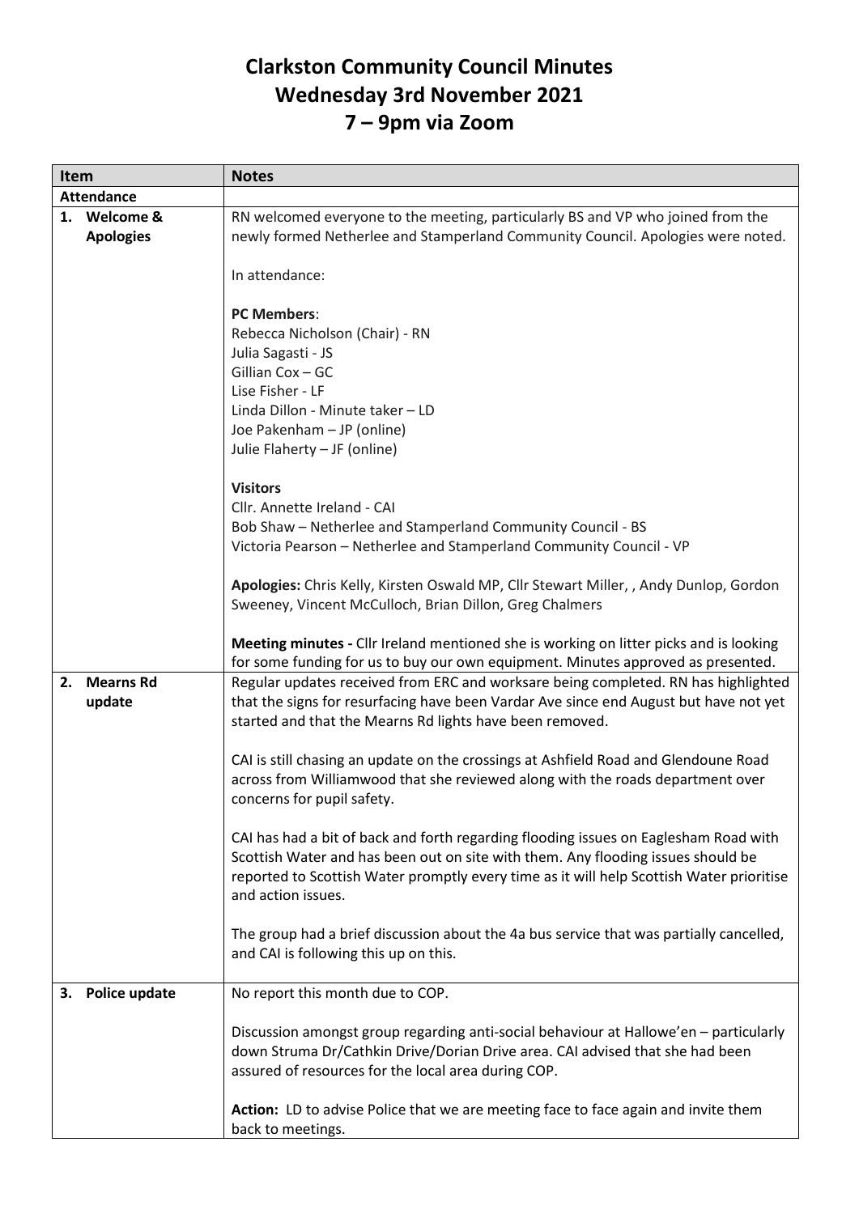# Clarkston Community Council Minutes
# Wednesday 3rd November 2021
# 7 – 9pm via Zoom

| Item | Notes |
| --- | --- |
| **Attendance** | |
| **1. Welcome & Apologies** | RN welcomed everyone to the meeting, particularly BS and VP who joined from the newly formed Netherlee and Stamperland Community Council. Apologies were noted.<br><br>In attendance:<br><br>**PC Members**:<br>Rebecca Nicholson (Chair) - RN<br>Julia Sagasti - JS<br>Gillian Cox – GC<br>Lise Fisher - LF<br>Linda Dillon - Minute taker – LD<br>Joe Pakenham – JP (online)<br>Julie Flaherty – JF (online)<br><br>**Visitors**<br>Cllr. Annette Ireland - CAI<br>Bob Shaw – Netherlee and Stamperland Community Council - BS<br>Victoria Pearson – Netherlee and Stamperland Community Council - VP<br><br>**Apologies:** Chris Kelly, Kirsten Oswald MP, Cllr Stewart Miller, , Andy Dunlop, Gordon Sweeney, Vincent McCulloch, Brian Dillon, Greg Chalmers<br><br>**Meeting minutes -** Cllr Ireland mentioned she is working on litter picks and is looking for some funding for us to buy our own equipment. Minutes approved as presented. |
| **2. Mearns Rd update** | Regular updates received from ERC and worksare being completed. RN has highlighted that the signs for resurfacing have been Vardar Ave since end August but have not yet started and that the Mearns Rd lights have been removed.<br><br>CAI is still chasing an update on the crossings at Ashfield Road and Glendoune Road across from Williamwood that she reviewed along with the roads department over concerns for pupil safety.<br><br>CAI has had a bit of back and forth regarding flooding issues on Eaglesham Road with Scottish Water and has been out on site with them. Any flooding issues should be reported to Scottish Water promptly every time as it will help Scottish Water prioritise and action issues.<br><br>The group had a brief discussion about the 4a bus service that was partially cancelled, and CAI is following this up on this. |
| **3. Police update** | No report this month due to COP.<br><br>Discussion amongst group regarding anti-social behaviour at Hallowe'en – particularly down Struma Dr/Cathkin Drive/Dorian Drive area. CAI advised that she had been assured of resources for the local area during COP.<br><br>**Action:** LD to advise Police that we are meeting face to face again and invite them back to meetings. |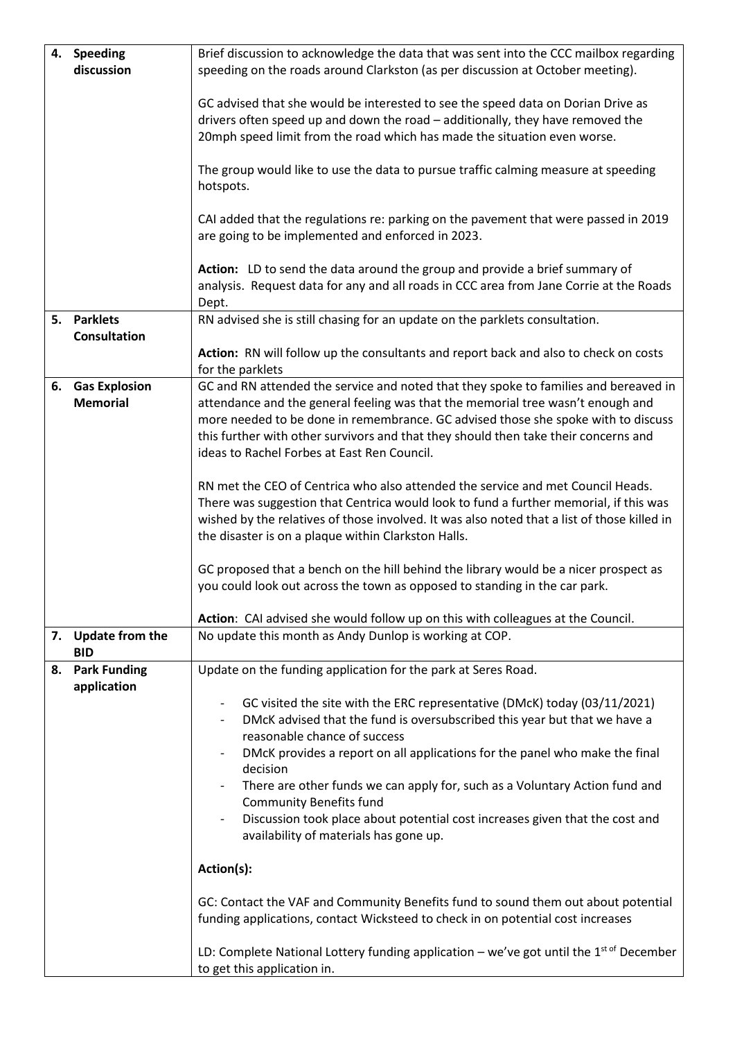| | |
|---|---|
| **4. Speeding discussion** | Brief discussion to acknowledge the data that was sent into the CCC mailbox regarding speeding on the roads around Clarkston (as per discussion at October meeting).<br><br>GC advised that she would be interested to see the speed data on Dorian Drive as drivers often speed up and down the road – additionally, they have removed the 20mph speed limit from the road which has made the situation even worse.<br><br>The group would like to use the data to pursue traffic calming measure at speeding hotspots.<br><br>CAI added that the regulations re: parking on the pavement that were passed in 2019 are going to be implemented and enforced in 2023.<br><br>**Action:** LD to send the data around the group and provide a brief summary of analysis. Request data for any and all roads in CCC area from Jane Corrie at the Roads Dept. |
| **5. Parklets Consultation** | RN advised she is still chasing for an update on the parklets consultation.<br><br>**Action:** RN will follow up the consultants and report back and also to check on costs for the parklets |
| **6. Gas Explosion Memorial** | GC and RN attended the service and noted that they spoke to families and bereaved in attendance and the general feeling was that the memorial tree wasn't enough and more needed to be done in remembrance. GC advised those she spoke with to discuss this further with other survivors and that they should then take their concerns and ideas to Rachel Forbes at East Ren Council.<br><br>RN met the CEO of Centrica who also attended the service and met Council Heads. There was suggestion that Centrica would look to fund a further memorial, if this was wished by the relatives of those involved. It was also noted that a list of those killed in the disaster is on a plaque within Clarkston Halls.<br><br>GC proposed that a bench on the hill behind the library would be a nicer prospect as you could look out across the town as opposed to standing in the car park.<br><br>**Action**: CAI advised she would follow up on this with colleagues at the Council. |
| **7. Update from the BID** | No update this month as Andy Dunlop is working at COP. |
| **8. Park Funding application** | Update on the funding application for the park at Seres Road.<br><br>- GC visited the site with the ERC representative (DMcK) today (03/11/2021)<br>- DMcK advised that the fund is oversubscribed this year but that we have a reasonable chance of success<br>- DMcK provides a report on all applications for the panel who make the final decision<br>- There are other funds we can apply for, such as a Voluntary Action fund and Community Benefits fund<br>- Discussion took place about potential cost increases given that the cost and availability of materials has gone up.<br><br>**Action(s):**<br><br>GC: Contact the VAF and Community Benefits fund to sound them out about potential funding applications, contact Wicksteed to check in on potential cost increases<br><br>LD: Complete National Lottery funding application – we've got until the 1st of December to get this application in. |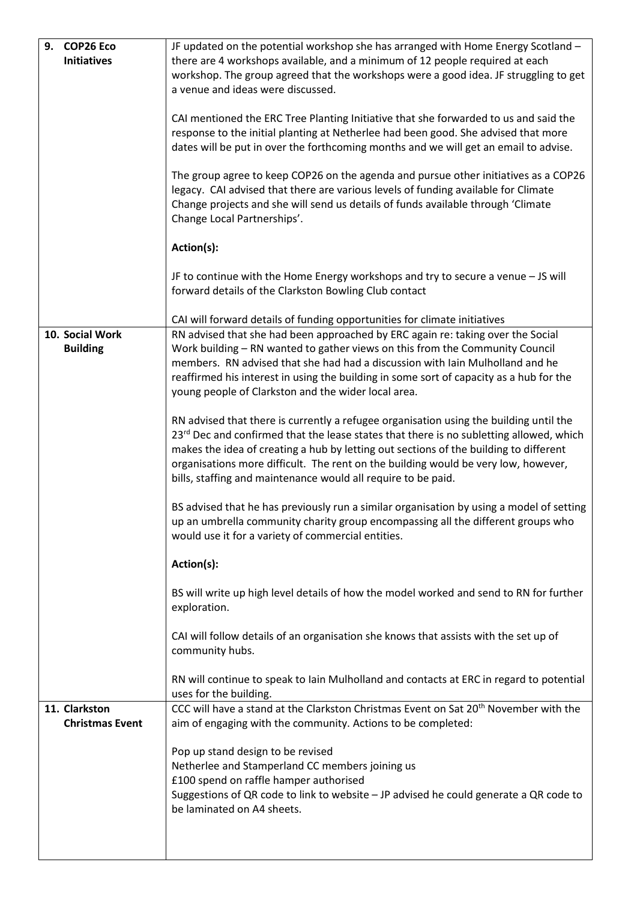| | |
|---|---|
| **9. COP26 Eco Initiatives** | JF updated on the potential workshop she has arranged with Home Energy Scotland – there are 4 workshops available, and a minimum of 12 people required at each workshop. The group agreed that the workshops were a good idea. JF struggling to get a venue and ideas were discussed.<br><br>CAI mentioned the ERC Tree Planting Initiative that she forwarded to us and said the response to the initial planting at Netherlee had been good. She advised that more dates will be put in over the forthcoming months and we will get an email to advise.<br><br>The group agree to keep COP26 on the agenda and pursue other initiatives as a COP26 legacy. CAI advised that there are various levels of funding available for Climate Change projects and she will send us details of funds available through 'Climate Change Local Partnerships'.<br><br>**Action(s):**<br><br>JF to continue with the Home Energy workshops and try to secure a venue – JS will forward details of the Clarkston Bowling Club contact<br><br>CAI will forward details of funding opportunities for climate initiatives |
| **10. Social Work Building** | RN advised that she had been approached by ERC again re: taking over the Social Work building – RN wanted to gather views on this from the Community Council members. RN advised that she had had a discussion with Iain Mulholland and he reaffirmed his interest in using the building in some sort of capacity as a hub for the young people of Clarkston and the wider local area.<br><br>RN advised that there is currently a refugee organisation using the building until the 23rd Dec and confirmed that the lease states that there is no subletting allowed, which makes the idea of creating a hub by letting out sections of the building to different organisations more difficult. The rent on the building would be very low, however, bills, staffing and maintenance would all require to be paid.<br><br>BS advised that he has previously run a similar organisation by using a model of setting up an umbrella community charity group encompassing all the different groups who would use it for a variety of commercial entities.<br><br>**Action(s):**<br><br>BS will write up high level details of how the model worked and send to RN for further exploration.<br><br>CAI will follow details of an organisation she knows that assists with the set up of community hubs.<br><br>RN will continue to speak to Iain Mulholland and contacts at ERC in regard to potential uses for the building. |
| **11. Clarkston Christmas Event** | CCC will have a stand at the Clarkston Christmas Event on Sat 20th November with the aim of engaging with the community. Actions to be completed:<br><br>Pop up stand design to be revised<br>Netherlee and Stamperland CC members joining us<br>£100 spend on raffle hamper authorised<br>Suggestions of QR code to link to website – JP advised he could generate a QR code to be laminated on A4 sheets. |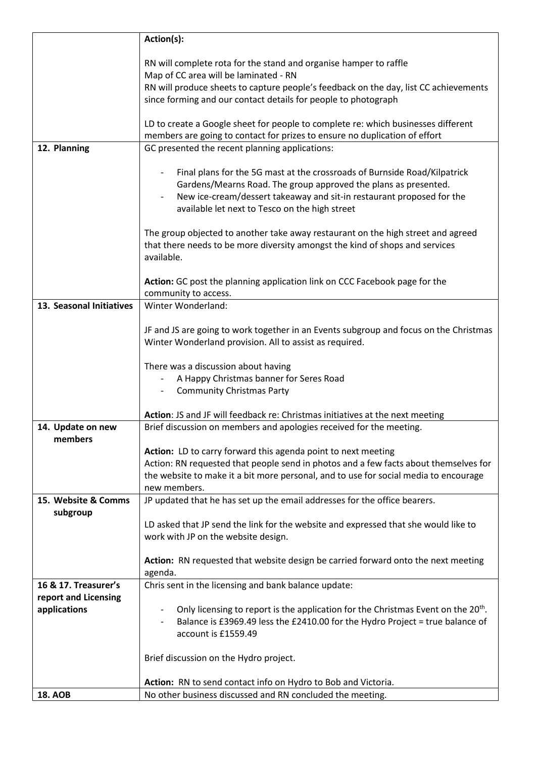| | |
|---|---|
| | **Action(s):**<br><br>RN will complete rota for the stand and organise hamper to raffle<br>Map of CC area will be laminated - RN<br>RN will produce sheets to capture people's feedback on the day, list CC achievements since forming and our contact details for people to photograph<br><br>LD to create a Google sheet for people to complete re: which businesses different members are going to contact for prizes to ensure no duplication of effort |
| **12. Planning** | GC presented the recent planning applications:<br><br>- Final plans for the 5G mast at the crossroads of Burnside Road/Kilpatrick Gardens/Mearns Road. The group approved the plans as presented.<br>- New ice-cream/dessert takeaway and sit-in restaurant proposed for the available let next to Tesco on the high street<br><br>The group objected to another take away restaurant on the high street and agreed that there needs to be more diversity amongst the kind of shops and services available.<br><br>**Action:** GC post the planning application link on CCC Facebook page for the community to access. |
| **13. Seasonal Initiatives** | Winter Wonderland:<br><br>JF and JS are going to work together in an Events subgroup and focus on the Christmas Winter Wonderland provision. All to assist as required.<br><br>There was a discussion about having<br>- A Happy Christmas banner for Seres Road<br>- Community Christmas Party<br><br>**Action**: JS and JF will feedback re: Christmas initiatives at the next meeting |
| **14. Update on new members** | Brief discussion on members and apologies received for the meeting.<br><br>**Action:** LD to carry forward this agenda point to next meeting<br>Action: RN requested that people send in photos and a few facts about themselves for the website to make it a bit more personal, and to use for social media to encourage new members. |
| **15. Website & Comms subgroup** | JP updated that he has set up the email addresses for the office bearers.<br><br>LD asked that JP send the link for the website and expressed that she would like to work with JP on the website design.<br><br>**Action:** RN requested that website design be carried forward onto the next meeting agenda. |
| **16 & 17. Treasurer's report and Licensing applications** | Chris sent in the licensing and bank balance update:<br><br>- Only licensing to report is the application for the Christmas Event on the 20th.<br>- Balance is £3969.49 less the £2410.00 for the Hydro Project = true balance of account is £1559.49<br><br>Brief discussion on the Hydro project.<br><br>**Action:** RN to send contact info on Hydro to Bob and Victoria. |
| **18. AOB** | No other business discussed and RN concluded the meeting. |